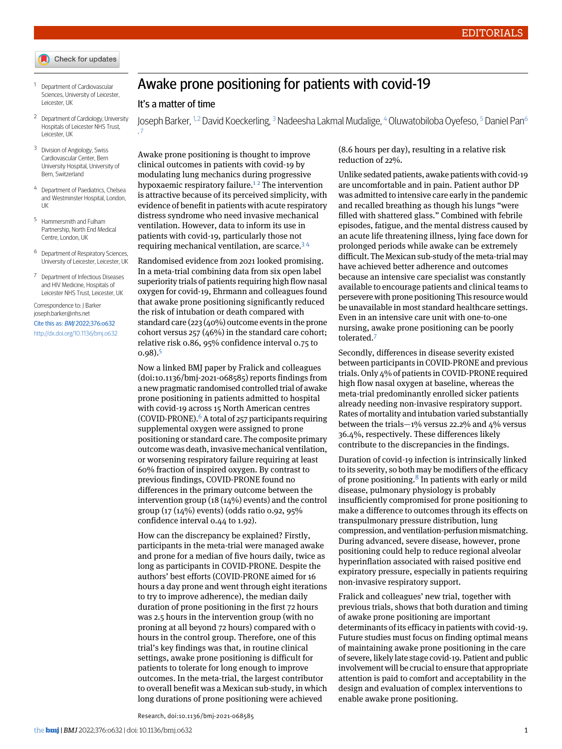EDITORIALS

# Awake prone positioning for patients with covid-19

## It's a matter of time

Joseph Barker,[1,2] David Koeckerling,[3] Nadeesha Lakmal Mudalige,[4] Oluwatobiloba Oyefeso,[5] Daniel Pan[6,7]

1 Department of Cardiovascular Sciences, University of Leicester, Leicester, UK

2 Department of Cardiology, University Hospitals of Leicester NHS Trust, Leicester, UK

3 Division of Angiology, Swiss Cardiovascular Center, Bern University Hospital, University of Bern, Switzerland

4 Department of Paediatrics, Chelsea and Westminster Hospital, London, UK

5 Hammersmith and Fulham Partnership, North End Medical Centre, London, UK

6 Department of Respiratory Sciences, University of Leicester, Leicester, UK

7 Department of Infectious Diseases and HIV Medicine, Hospitals of Leicester NHS Trust, Leicester, UK

Correspondence to: J Barker joseph.barker@nhs.net

Cite this as: *BMJ* 2022;376:o632

http://dx.doi.org/10.1136/bmj.o632

Awake prone positioning is thought to improve clinical outcomes in patients with covid-19 by modulating lung mechanics during progressive hypoxaemic respiratory failure.[1,2] The intervention is attractive because of its perceived simplicity, with evidence of benefit in patients with acute respiratory distress syndrome who need invasive mechanical ventilation. However, data to inform its use in patients with covid-19, particularly those not requiring mechanical ventilation, are scarce.[3,4]

Randomised evidence from 2021 looked promising. In a meta-trial combining data from six open label superiority trials of patients requiring high flow nasal oxygen for covid-19, Ehrmann and colleagues found that awake prone positioning significantly reduced the risk of intubation or death compared with standard care (223 (40%) outcome events in the prone cohort versus 257 (46%) in the standard care cohort; relative risk 0.86, 95% confidence interval 0.75 to 0.98).[5]

Now a linked BMJ paper by Fralick and colleagues (doi:10.1136/bmj-2021-068585) reports findings from a new pragmatic randomised controlled trial of awake prone positioning in patients admitted to hospital with covid-19 across 15 North American centres (COVID-PRONE).[6] A total of 257 participants requiring supplemental oxygen were assigned to prone positioning or standard care. The composite primary outcome was death, invasive mechanical ventilation, or worsening respiratory failure requiring at least 60% fraction of inspired oxygen. By contrast to previous findings, COVID-PRONE found no differences in the primary outcome between the intervention group (18 (14%) events) and the control group (17 (14%) events) (odds ratio 0.92, 95% confidence interval 0.44 to 1.92).

How can the discrepancy be explained? Firstly, participants in the meta-trial were managed awake and prone for a median of five hours daily, twice as long as participants in COVID-PRONE. Despite the authors' best efforts (COVID-PRONE aimed for 16 hours a day prone and went through eight iterations to try to improve adherence), the median daily duration of prone positioning in the first 72 hours was 2.5 hours in the intervention group (with no proning at all beyond 72 hours) compared with 0 hours in the control group. Therefore, one of this trial's key findings was that, in routine clinical settings, awake prone positioning is difficult for patients to tolerate for long enough to improve outcomes. In the meta-trial, the largest contributor to overall benefit was a Mexican sub-study, in which long durations of prone positioning were achieved (8.6 hours per day), resulting in a relative risk reduction of 22%.

Unlike sedated patients, awake patients with covid-19 are uncomfortable and in pain. Patient author DP was admitted to intensive care early in the pandemic and recalled breathing as though his lungs "were filled with shattered glass." Combined with febrile episodes, fatigue, and the mental distress caused by an acute life threatening illness, lying face down for prolonged periods while awake can be extremely difficult. The Mexican sub-study of the meta-trial may have achieved better adherence and outcomes because an intensive care specialist was constantly available to encourage patients and clinical teams to persevere with prone positioning This resource would be unavailable in most standard healthcare settings. Even in an intensive care unit with one-to-one nursing, awake prone positioning can be poorly tolerated.[7]

Secondly, differences in disease severity existed between participants in COVID-PRONE and previous trials. Only 4% of patients in COVID-PRONE required high flow nasal oxygen at baseline, whereas the meta-trial predominantly enrolled sicker patients already needing non-invasive respiratory support. Rates of mortality and intubation varied substantially between the trials—1% versus 22.2% and 4% versus 36.4%, respectively. These differences likely contribute to the discrepancies in the findings.

Duration of covid-19 infection is intrinsically linked to its severity, so both may be modifiers of the efficacy of prone positioning.[8] In patients with early or mild disease, pulmonary physiology is probably insufficiently compromised for prone positioning to make a difference to outcomes through its effects on transpulmonary pressure distribution, lung compression, and ventilation-perfusion mismatching. During advanced, severe disease, however, prone positioning could help to reduce regional alveolar hyperinflation associated with raised positive end expiratory pressure, especially in patients requiring non-invasive respiratory support.

Fralick and colleagues' new trial, together with previous trials, shows that both duration and timing of awake prone positioning are important determinants of its efficacy in patients with covid-19. Future studies must focus on finding optimal means of maintaining awake prone positioning in the care of severe, likely late stage covid-19. Patient and public involvement will be crucial to ensure that appropriate attention is paid to comfort and acceptability in the design and evaluation of complex interventions to enable awake prone positioning.

Research, doi:10.1136/bmj-2021-068585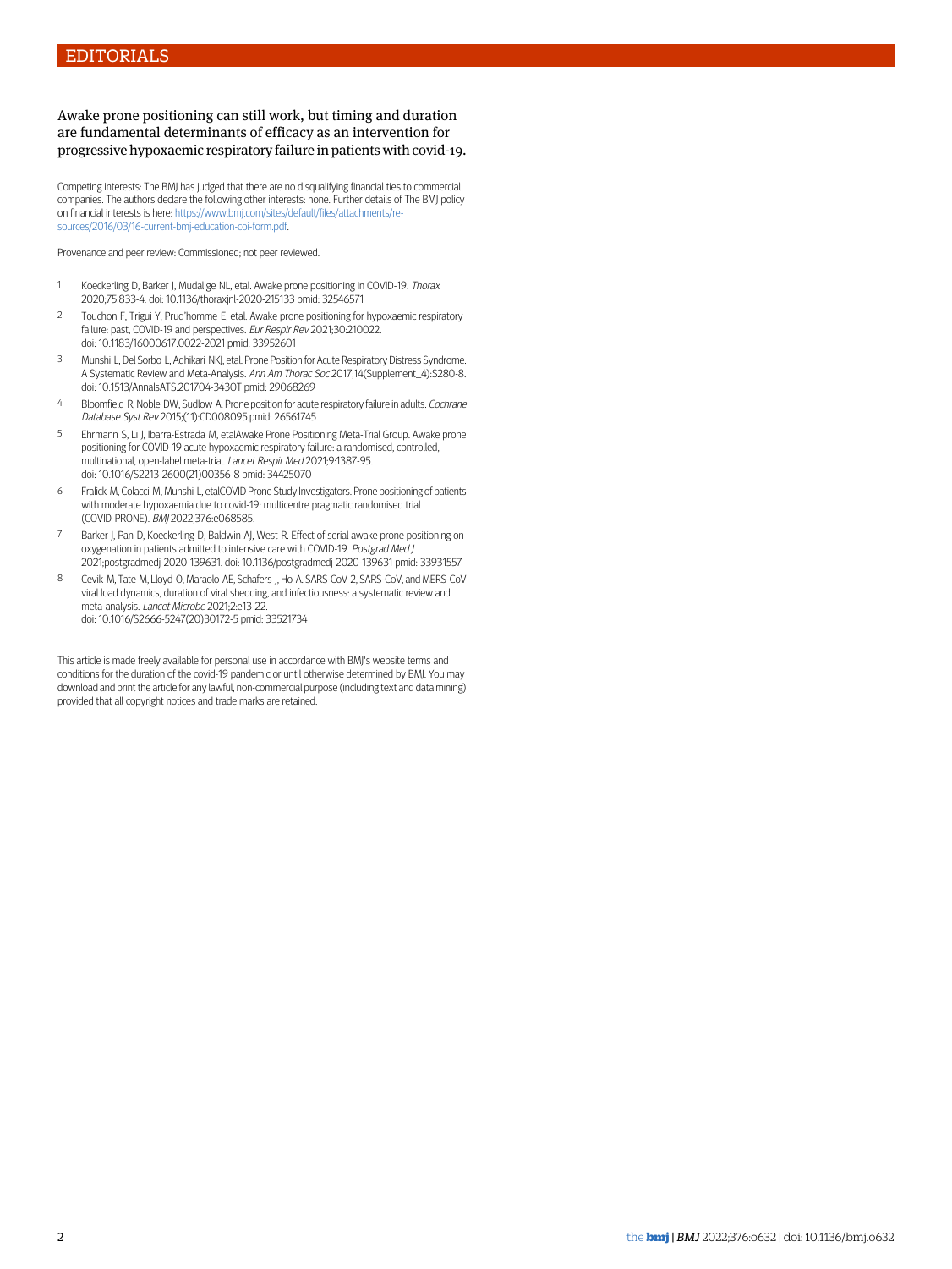Awake prone positioning can still work, but timing and duration are fundamental determinants of efficacy as an intervention for progressive hypoxaemic respiratory failure in patients with covid-19.

Competing interests: The BMJ has judged that there are no disqualifying financial ties to commercial companies. The authors declare the following other interests: none. Further details of The BMJ policy on financial interests is here: https://www.bmj.com/sites/default/files/attachments/resources/2016/03/16-current-bmj-education-coi-form.pdf.

Provenance and peer review: Commissioned; not peer reviewed.

1. Koeckerling D, Barker J, Mudalige NL, etal. Awake prone positioning in COVID-19. *Thorax* 2020;75:833-4. doi: 10.1136/thoraxjnl-2020-215133 pmid: 32546571
2. Touchon F, Trigui Y, Prud'homme E, etal. Awake prone positioning for hypoxaemic respiratory failure: past, COVID-19 and perspectives. *Eur Respir Rev* 2021;30:210022. doi: 10.1183/16000617.0022-2021 pmid: 33952601
3. Munshi L, Del Sorbo L, Adhikari NKJ, etal. Prone Position for Acute Respiratory Distress Syndrome. A Systematic Review and Meta-Analysis. *Ann Am Thorac Soc* 2017;14(Supplement_4):S280-8. doi: 10.1513/AnnalsATS.201704-343OT pmid: 29068269
4. Bloomfield R, Noble DW, Sudlow A. Prone position for acute respiratory failure in adults. *Cochrane Database Syst Rev* 2015;(11):CD008095.pmid: 26561745
5. Ehrmann S, Li J, Ibarra-Estrada M, etalAwake Prone Positioning Meta-Trial Group. Awake prone positioning for COVID-19 acute hypoxaemic respiratory failure: a randomised, controlled, multinational, open-label meta-trial. *Lancet Respir Med* 2021;9:1387-95. doi: 10.1016/S2213-2600(21)00356-8 pmid: 34425070
6. Fralick M, Colacci M, Munshi L, etalCOVID Prone Study Investigators. Prone positioning of patients with moderate hypoxaemia due to covid-19: multicentre pragmatic randomised trial (COVID-PRONE). *BMJ* 2022;376:e068585.
7. Barker J, Pan D, Koeckerling D, Baldwin AJ, West R. Effect of serial awake prone positioning on oxygenation in patients admitted to intensive care with COVID-19. *Postgrad Med J* 2021;postgradmedj-2020-139631. doi: 10.1136/postgradmedj-2020-139631 pmid: 33931557
8. Cevik M, Tate M, Lloyd O, Maraolo AE, Schafers J, Ho A. SARS-CoV-2, SARS-CoV, and MERS-CoV viral load dynamics, duration of viral shedding, and infectiousness: a systematic review and meta-analysis. *Lancet Microbe* 2021;2:e13-22. doi: 10.1016/S2666-5247(20)30172-5 pmid: 33521734

This article is made freely available for personal use in accordance with BMJ's website terms and conditions for the duration of the covid-19 pandemic or until otherwise determined by BMJ. You may download and print the article for any lawful, non-commercial purpose (including text and data mining) provided that all copyright notices and trade marks are retained.